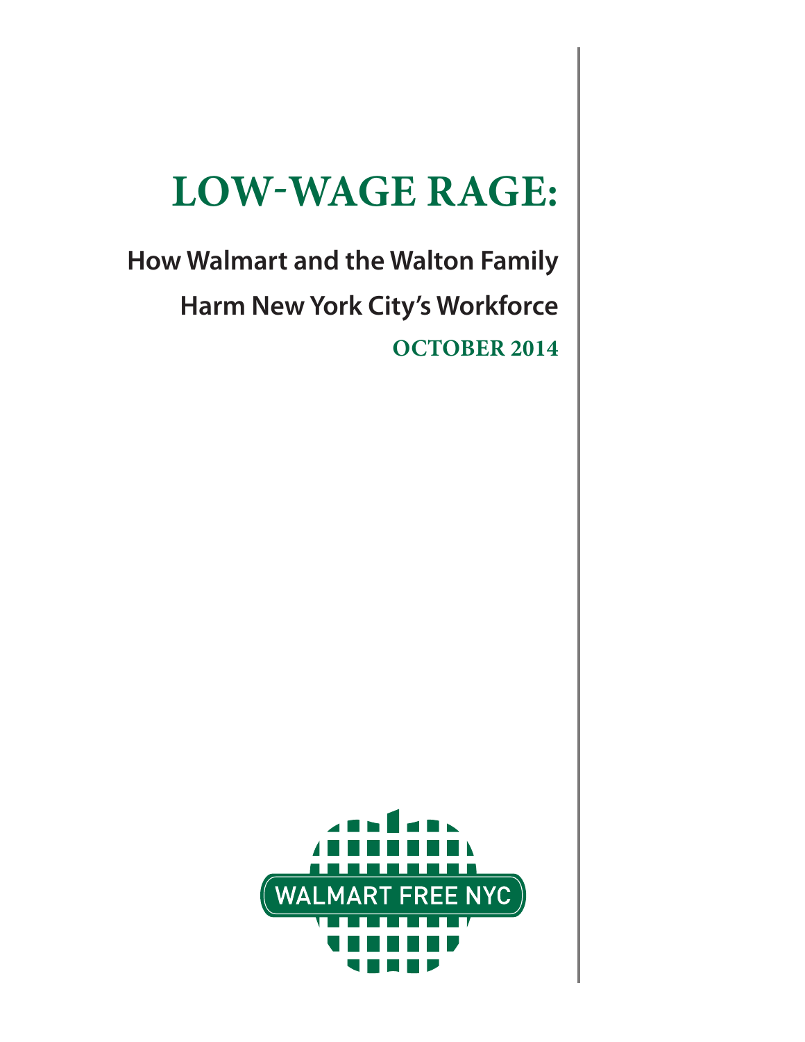# LOW-WAGE RAGE:

## How Walmart and the Walton Family Harm New York City's Workforce

**OCTOBER 2014**

WALMART FREE NYC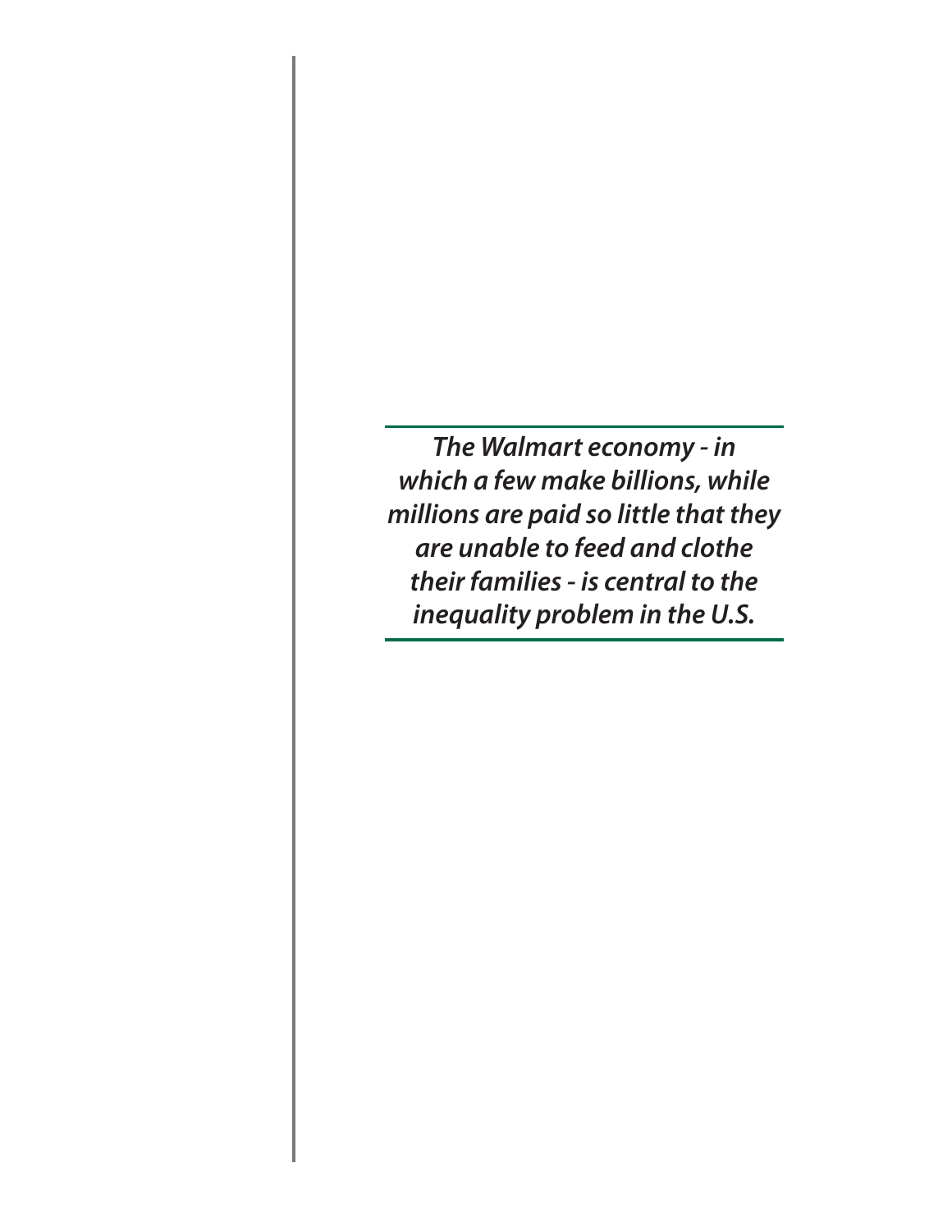***The Walmart economy - in which a few make billions, while millions are paid so little that they are unable to feed and clothe their families - is central to the inequality problem in the U.S.***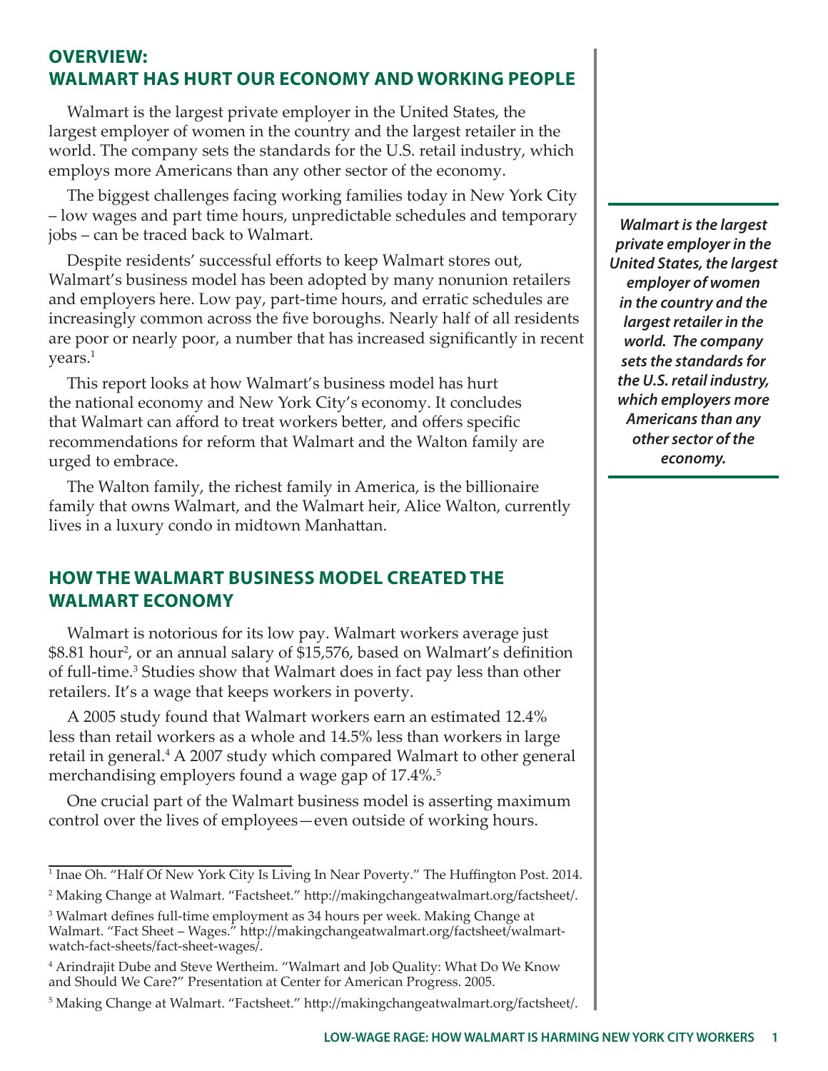## OVERVIEW: WALMART HAS HURT OUR ECONOMY AND WORKING PEOPLE

Walmart is the largest private employer in the United States, the largest employer of women in the country and the largest retailer in the world. The company sets the standards for the U.S. retail industry, which employs more Americans than any other sector of the economy.

The biggest challenges facing working families today in New York City – low wages and part time hours, unpredictable schedules and temporary jobs – can be traced back to Walmart.

Despite residents' successful efforts to keep Walmart stores out, Walmart's business model has been adopted by many nonunion retailers and employers here. Low pay, part-time hours, and erratic schedules are increasingly common across the five boroughs. Nearly half of all residents are poor or nearly poor, a number that has increased significantly in recent years.[1]

This report looks at how Walmart's business model has hurt the national economy and New York City's economy. It concludes that Walmart can afford to treat workers better, and offers specific recommendations for reform that Walmart and the Walton family are urged to embrace.

The Walton family, the richest family in America, is the billionaire family that owns Walmart, and the Walmart heir, Alice Walton, currently lives in a luxury condo in midtown Manhattan.

***Walmart is the largest private employer in the United States, the largest employer of women in the country and the largest retailer in the world. The company sets the standards for the U.S. retail industry, which employers more Americans than any other sector of the economy.***

## HOW THE WALMART BUSINESS MODEL CREATED THE WALMART ECONOMY

Walmart is notorious for its low pay. Walmart workers average just $8.81 hour[2], or an annual salary of $15,576, based on Walmart's definition of full-time.[3] Studies show that Walmart does in fact pay less than other retailers. It's a wage that keeps workers in poverty.

A 2005 study found that Walmart workers earn an estimated 12.4% less than retail workers as a whole and 14.5% less than workers in large retail in general.[4] A 2007 study which compared Walmart to other general merchandising employers found a wage gap of 17.4%.[5]

One crucial part of the Walmart business model is asserting maximum control over the lives of employees—even outside of working hours.

---

[1] Inae Oh. "Half Of New York City Is Living In Near Poverty." The Huffington Post. 2014.

[2] Making Change at Walmart. "Factsheet." http://makingchangeatwalmart.org/factsheet/.

[3] Walmart defines full-time employment as 34 hours per week. Making Change at Walmart. "Fact Sheet – Wages." http://makingchangeatwalmart.org/factsheet/walmart-watch-fact-sheets/fact-sheet-wages/.

[4] Arindrajit Dube and Steve Wertheim. "Walmart and Job Quality: What Do We Know and Should We Care?" Presentation at Center for American Progress. 2005.

[5] Making Change at Walmart. "Factsheet." http://makingchangeatwalmart.org/factsheet/.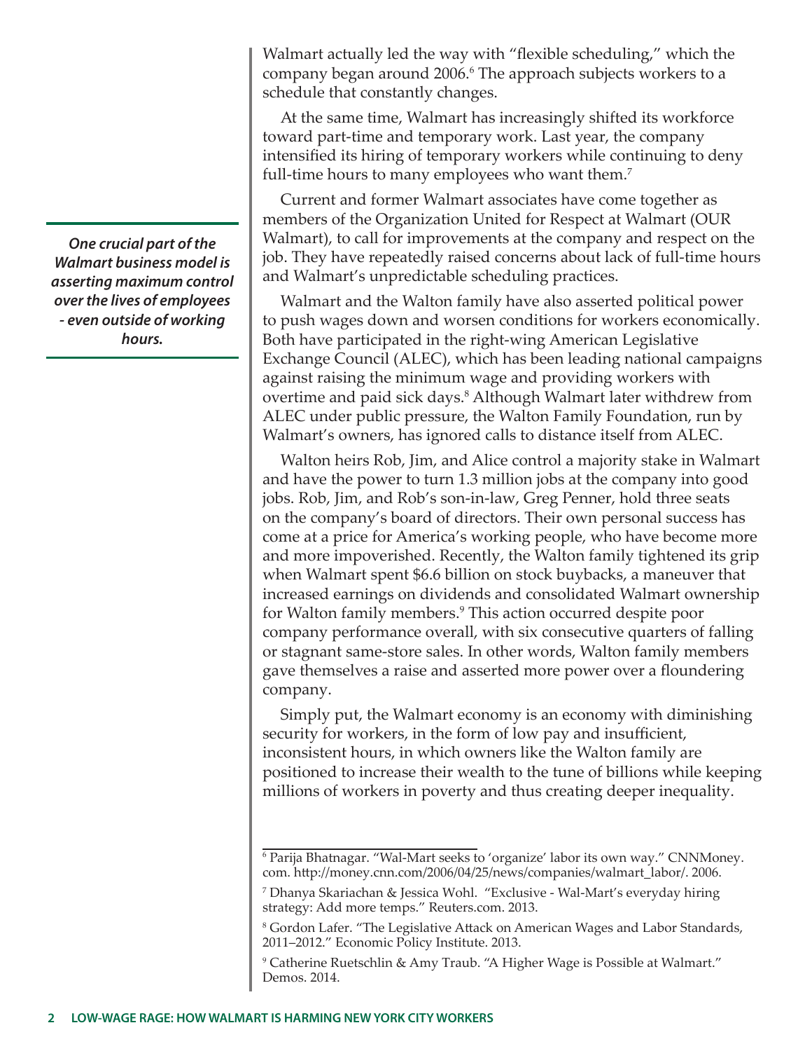Walmart actually led the way with "flexible scheduling," which the company began around 2006.[6] The approach subjects workers to a schedule that constantly changes.

At the same time, Walmart has increasingly shifted its workforce toward part-time and temporary work. Last year, the company intensified its hiring of temporary workers while continuing to deny full-time hours to many employees who want them.[7]

***One crucial part of the Walmart business model is asserting maximum control over the lives of employees - even outside of working hours.***

Current and former Walmart associates have come together as members of the Organization United for Respect at Walmart (OUR Walmart), to call for improvements at the company and respect on the job. They have repeatedly raised concerns about lack of full-time hours and Walmart's unpredictable scheduling practices.

Walmart and the Walton family have also asserted political power to push wages down and worsen conditions for workers economically. Both have participated in the right-wing American Legislative Exchange Council (ALEC), which has been leading national campaigns against raising the minimum wage and providing workers with overtime and paid sick days.[8] Although Walmart later withdrew from ALEC under public pressure, the Walton Family Foundation, run by Walmart's owners, has ignored calls to distance itself from ALEC.

Walton heirs Rob, Jim, and Alice control a majority stake in Walmart and have the power to turn 1.3 million jobs at the company into good jobs. Rob, Jim, and Rob's son-in-law, Greg Penner, hold three seats on the company's board of directors. Their own personal success has come at a price for America's working people, who have become more and more impoverished. Recently, the Walton family tightened its grip when Walmart spent $6.6 billion on stock buybacks, a maneuver that increased earnings on dividends and consolidated Walmart ownership for Walton family members.[9] This action occurred despite poor company performance overall, with six consecutive quarters of falling or stagnant same-store sales. In other words, Walton family members gave themselves a raise and asserted more power over a floundering company.

Simply put, the Walmart economy is an economy with diminishing security for workers, in the form of low pay and insufficient, inconsistent hours, in which owners like the Walton family are positioned to increase their wealth to the tune of billions while keeping millions of workers in poverty and thus creating deeper inequality.

---

[6] Parija Bhatnagar. "Wal-Mart seeks to 'organize' labor its own way." CNNMoney.com. http://money.cnn.com/2006/04/25/news/companies/walmart_labor/. 2006.

[7] Dhanya Skariachan & Jessica Wohl. "Exclusive - Wal-Mart's everyday hiring strategy: Add more temps." Reuters.com. 2013.

[8] Gordon Lafer. "The Legislative Attack on American Wages and Labor Standards, 2011–2012." Economic Policy Institute. 2013.

[9] Catherine Ruetschlin & Amy Traub. "A Higher Wage is Possible at Walmart." Demos. 2014.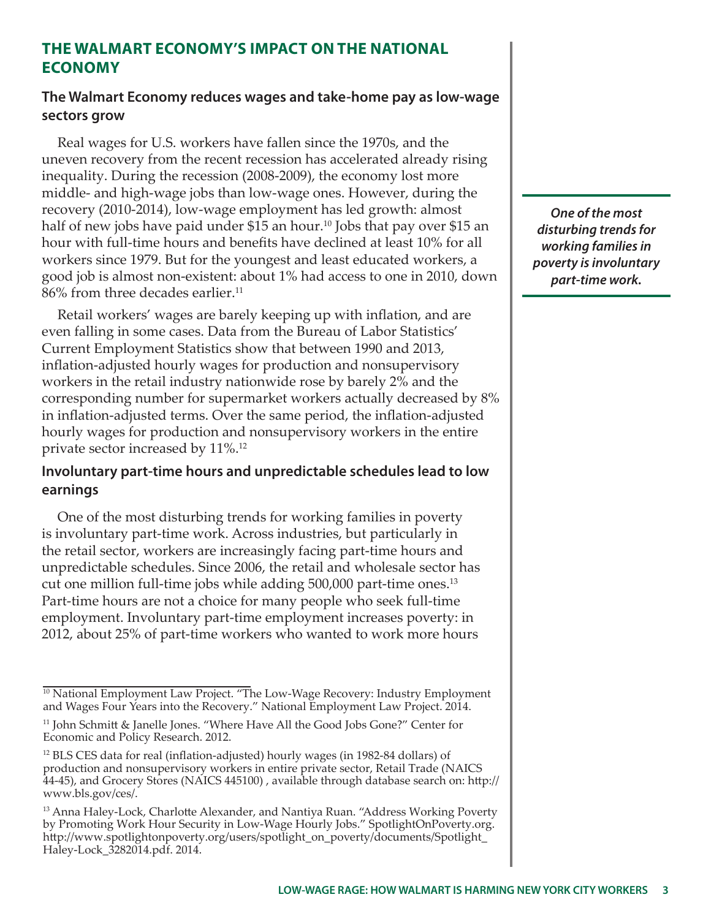## THE WALMART ECONOMY'S IMPACT ON THE NATIONAL ECONOMY

### The Walmart Economy reduces wages and take-home pay as low-wage sectors grow

Real wages for U.S. workers have fallen since the 1970s, and the uneven recovery from the recent recession has accelerated already rising inequality. During the recession (2008-2009), the economy lost more middle- and high-wage jobs than low-wage ones. However, during the recovery (2010-2014), low-wage employment has led growth: almost half of new jobs have paid under $15 an hour.[10] Jobs that pay over $15 an hour with full-time hours and benefits have declined at least 10% for all workers since 1979. But for the youngest and least educated workers, a good job is almost non-existent: about 1% had access to one in 2010, down 86% from three decades earlier.[11]

Retail workers' wages are barely keeping up with inflation, and are even falling in some cases. Data from the Bureau of Labor Statistics' Current Employment Statistics show that between 1990 and 2013, inflation-adjusted hourly wages for production and nonsupervisory workers in the retail industry nationwide rose by barely 2% and the corresponding number for supermarket workers actually decreased by 8% in inflation-adjusted terms. Over the same period, the inflation-adjusted hourly wages for production and nonsupervisory workers in the entire private sector increased by 11%.[12]

### Involuntary part-time hours and unpredictable schedules lead to low earnings

*One of the most disturbing trends for working families in poverty is involuntary part-time work.*

One of the most disturbing trends for working families in poverty is involuntary part-time work. Across industries, but particularly in the retail sector, workers are increasingly facing part-time hours and unpredictable schedules. Since 2006, the retail and wholesale sector has cut one million full-time jobs while adding 500,000 part-time ones.[13] Part-time hours are not a choice for many people who seek full-time employment. Involuntary part-time employment increases poverty: in 2012, about 25% of part-time workers who wanted to work more hours

---

[10] National Employment Law Project. "The Low-Wage Recovery: Industry Employment and Wages Four Years into the Recovery." National Employment Law Project. 2014.

[11] John Schmitt & Janelle Jones. "Where Have All the Good Jobs Gone?" Center for Economic and Policy Research. 2012.

[12] BLS CES data for real (inflation-adjusted) hourly wages (in 1982-84 dollars) of production and nonsupervisory workers in entire private sector, Retail Trade (NAICS 44-45), and Grocery Stores (NAICS 445100) , available through database search on: http://www.bls.gov/ces/.

[13] Anna Haley-Lock, Charlotte Alexander, and Nantiya Ruan. "Address Working Poverty by Promoting Work Hour Security in Low-Wage Hourly Jobs." SpotlightOnPoverty.org. http://www.spotlightonpoverty.org/users/spotlight_on_poverty/documents/Spotlight_Haley-Lock_3282014.pdf. 2014.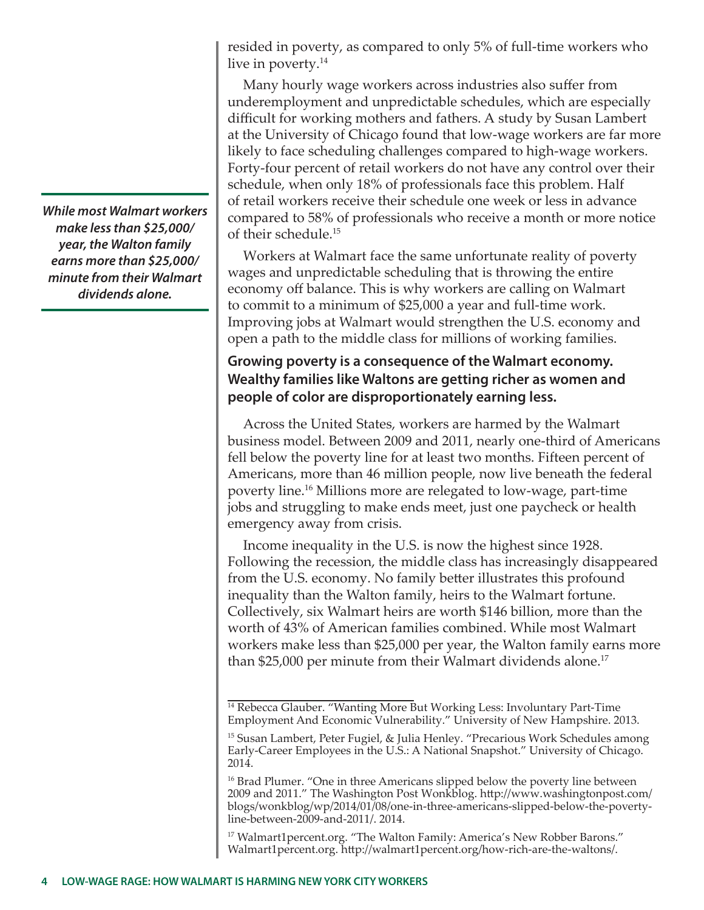resided in poverty, as compared to only 5% of full-time workers who live in poverty.[14]

Many hourly wage workers across industries also suffer from underemployment and unpredictable schedules, which are especially difficult for working mothers and fathers. A study by Susan Lambert at the University of Chicago found that low-wage workers are far more likely to face scheduling challenges compared to high-wage workers. Forty-four percent of retail workers do not have any control over their schedule, when only 18% of professionals face this problem. Half of retail workers receive their schedule one week or less in advance compared to 58% of professionals who receive a month or more notice of their schedule.[15]

***While most Walmart workers make less than $25,000/ year, the Walton family earns more than $25,000/ minute from their Walmart dividends alone.***

Workers at Walmart face the same unfortunate reality of poverty wages and unpredictable scheduling that is throwing the entire economy off balance. This is why workers are calling on Walmart to commit to a minimum of $25,000 a year and full-time work. Improving jobs at Walmart would strengthen the U.S. economy and open a path to the middle class for millions of working families.

**Growing poverty is a consequence of the Walmart economy. Wealthy families like Waltons are getting richer as women and people of color are disproportionately earning less.**

Across the United States, workers are harmed by the Walmart business model. Between 2009 and 2011, nearly one-third of Americans fell below the poverty line for at least two months. Fifteen percent of Americans, more than 46 million people, now live beneath the federal poverty line.[16] Millions more are relegated to low-wage, part-time jobs and struggling to make ends meet, just one paycheck or health emergency away from crisis.

Income inequality in the U.S. is now the highest since 1928. Following the recession, the middle class has increasingly disappeared from the U.S. economy. No family better illustrates this profound inequality than the Walton family, heirs to the Walmart fortune. Collectively, six Walmart heirs are worth $146 billion, more than the worth of 43% of American families combined. While most Walmart workers make less than $25,000 per year, the Walton family earns more than $25,000 per minute from their Walmart dividends alone.[17]

---

[14] Rebecca Glauber. "Wanting More But Working Less: Involuntary Part-Time Employment And Economic Vulnerability." University of New Hampshire. 2013.

[15] Susan Lambert, Peter Fugiel, & Julia Henley. "Precarious Work Schedules among Early-Career Employees in the U.S.: A National Snapshot." University of Chicago. 2014.

[16] Brad Plumer. "One in three Americans slipped below the poverty line between 2009 and 2011." The Washington Post Wonkblog. http://www.washingtonpost.com/blogs/wonkblog/wp/2014/01/08/one-in-three-americans-slipped-below-the-poverty-line-between-2009-and-2011/. 2014.

[17] Walmart1percent.org. "The Walton Family: America's New Robber Barons." Walmart1percent.org. http://walmart1percent.org/how-rich-are-the-waltons/.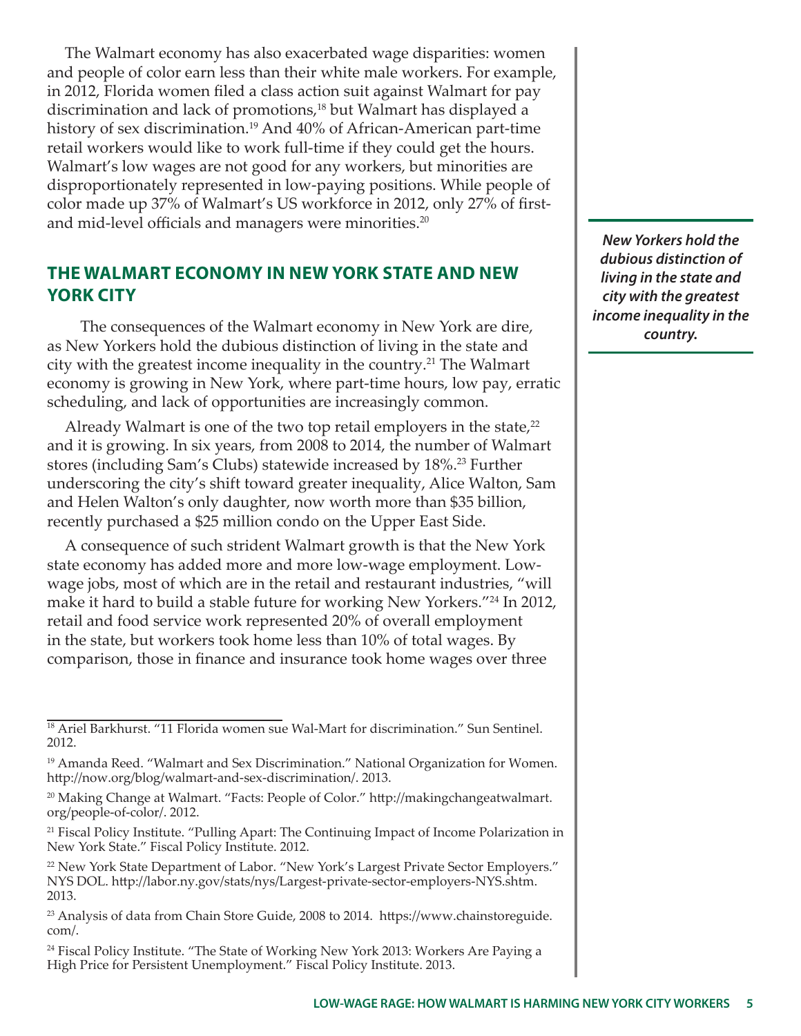The Walmart economy has also exacerbated wage disparities: women and people of color earn less than their white male workers. For example, in 2012, Florida women filed a class action suit against Walmart for pay discrimination and lack of promotions,[18] but Walmart has displayed a history of sex discrimination.[19] And 40% of African-American part-time retail workers would like to work full-time if they could get the hours. Walmart's low wages are not good for any workers, but minorities are disproportionately represented in low-paying positions. While people of color made up 37% of Walmart's US workforce in 2012, only 27% of first- and mid-level officials and managers were minorities.[20]

## THE WALMART ECONOMY IN NEW YORK STATE AND NEW YORK CITY

The consequences of the Walmart economy in New York are dire, as New Yorkers hold the dubious distinction of living in the state and city with the greatest income inequality in the country.[21] The Walmart economy is growing in New York, where part-time hours, low pay, erratic scheduling, and lack of opportunities are increasingly common.

***New Yorkers hold the dubious distinction of living in the state and city with the greatest income inequality in the country.***

Already Walmart is one of the two top retail employers in the state,[22] and it is growing. In six years, from 2008 to 2014, the number of Walmart stores (including Sam's Clubs) statewide increased by 18%.[23] Further underscoring the city's shift toward greater inequality, Alice Walton, Sam and Helen Walton's only daughter, now worth more than $35 billion, recently purchased a $25 million condo on the Upper East Side.

A consequence of such strident Walmart growth is that the New York state economy has added more and more low-wage employment. Low-wage jobs, most of which are in the retail and restaurant industries, "will make it hard to build a stable future for working New Yorkers."[24] In 2012, retail and food service work represented 20% of overall employment in the state, but workers took home less than 10% of total wages. By comparison, those in finance and insurance took home wages over three

---

[18] Ariel Barkhurst. "11 Florida women sue Wal-Mart for discrimination." Sun Sentinel. 2012.

[19] Amanda Reed. "Walmart and Sex Discrimination." National Organization for Women. http://now.org/blog/walmart-and-sex-discrimination/. 2013.

[20] Making Change at Walmart. "Facts: People of Color." http://makingchangeatwalmart.org/people-of-color/. 2012.

[21] Fiscal Policy Institute. "Pulling Apart: The Continuing Impact of Income Polarization in New York State." Fiscal Policy Institute. 2012.

[22] New York State Department of Labor. "New York's Largest Private Sector Employers." NYS DOL. http://labor.ny.gov/stats/nys/Largest-private-sector-employers-NYS.shtm. 2013.

[23] Analysis of data from Chain Store Guide, 2008 to 2014. https://www.chainstoreguide.com/.

[24] Fiscal Policy Institute. "The State of Working New York 2013: Workers Are Paying a High Price for Persistent Unemployment." Fiscal Policy Institute. 2013.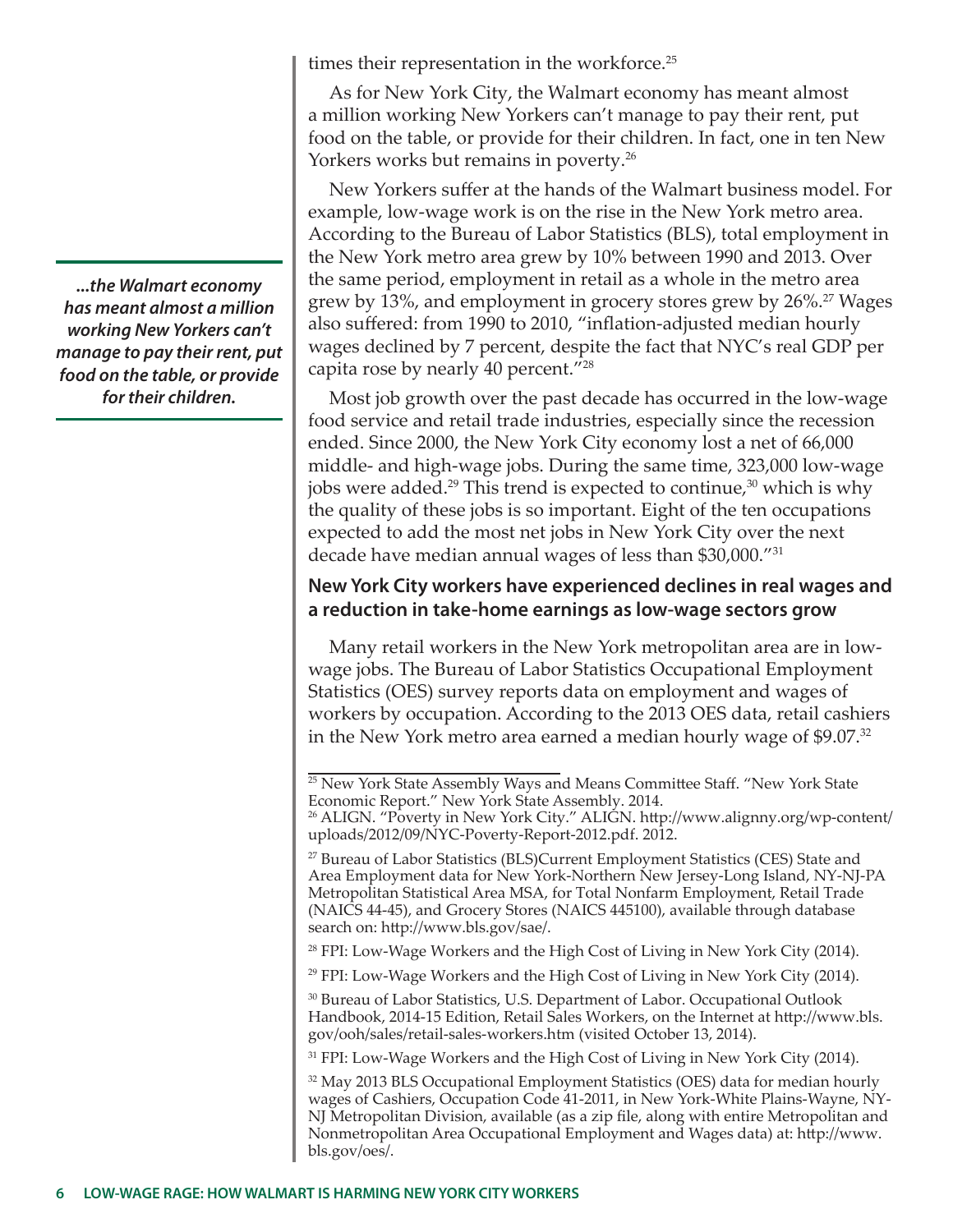times their representation in the workforce.[25]

As for New York City, the Walmart economy has meant almost a million working New Yorkers can't manage to pay their rent, put food on the table, or provide for their children. In fact, one in ten New Yorkers works but remains in poverty.[26]

> ***...the Walmart economy has meant almost a million working New Yorkers can't manage to pay their rent, put food on the table, or provide for their children.***

New Yorkers suffer at the hands of the Walmart business model. For example, low-wage work is on the rise in the New York metro area. According to the Bureau of Labor Statistics (BLS), total employment in the New York metro area grew by 10% between 1990 and 2013. Over the same period, employment in retail as a whole in the metro area grew by 13%, and employment in grocery stores grew by 26%.[27] Wages also suffered: from 1990 to 2010, "inflation-adjusted median hourly wages declined by 7 percent, despite the fact that NYC's real GDP per capita rose by nearly 40 percent."[28]

Most job growth over the past decade has occurred in the low-wage food service and retail trade industries, especially since the recession ended. Since 2000, the New York City economy lost a net of 66,000 middle- and high-wage jobs. During the same time, 323,000 low-wage jobs were added.[29] This trend is expected to continue,[30] which is why the quality of these jobs is so important. Eight of the ten occupations expected to add the most net jobs in New York City over the next decade have median annual wages of less than $30,000."[31]

### New York City workers have experienced declines in real wages and a reduction in take-home earnings as low-wage sectors grow

Many retail workers in the New York metropolitan area are in low-wage jobs. The Bureau of Labor Statistics Occupational Employment Statistics (OES) survey reports data on employment and wages of workers by occupation. According to the 2013 OES data, retail cashiers in the New York metro area earned a median hourly wage of $9.07.[32]

---

[25] New York State Assembly Ways and Means Committee Staff. "New York State Economic Report." New York State Assembly. 2014.

[26] ALIGN. "Poverty in New York City." ALIGN. http://www.alignny.org/wp-content/uploads/2012/09/NYC-Poverty-Report-2012.pdf. 2012.

[27] Bureau of Labor Statistics (BLS)Current Employment Statistics (CES) State and Area Employment data for New York-Northern New Jersey-Long Island, NY-NJ-PA Metropolitan Statistical Area MSA, for Total Nonfarm Employment, Retail Trade (NAICS 44-45), and Grocery Stores (NAICS 445100), available through database search on: http://www.bls.gov/sae/.

[28] FPI: Low-Wage Workers and the High Cost of Living in New York City (2014).

[29] FPI: Low-Wage Workers and the High Cost of Living in New York City (2014).

[30] Bureau of Labor Statistics, U.S. Department of Labor. Occupational Outlook Handbook, 2014-15 Edition, Retail Sales Workers, on the Internet at http://www.bls.gov/ooh/sales/retail-sales-workers.htm (visited October 13, 2014).

[31] FPI: Low-Wage Workers and the High Cost of Living in New York City (2014).

[32] May 2013 BLS Occupational Employment Statistics (OES) data for median hourly wages of Cashiers, Occupation Code 41-2011, in New York-White Plains-Wayne, NY-NJ Metropolitan Division, available (as a zip file, along with entire Metropolitan and Nonmetropolitan Area Occupational Employment and Wages data) at: http://www.bls.gov/oes/.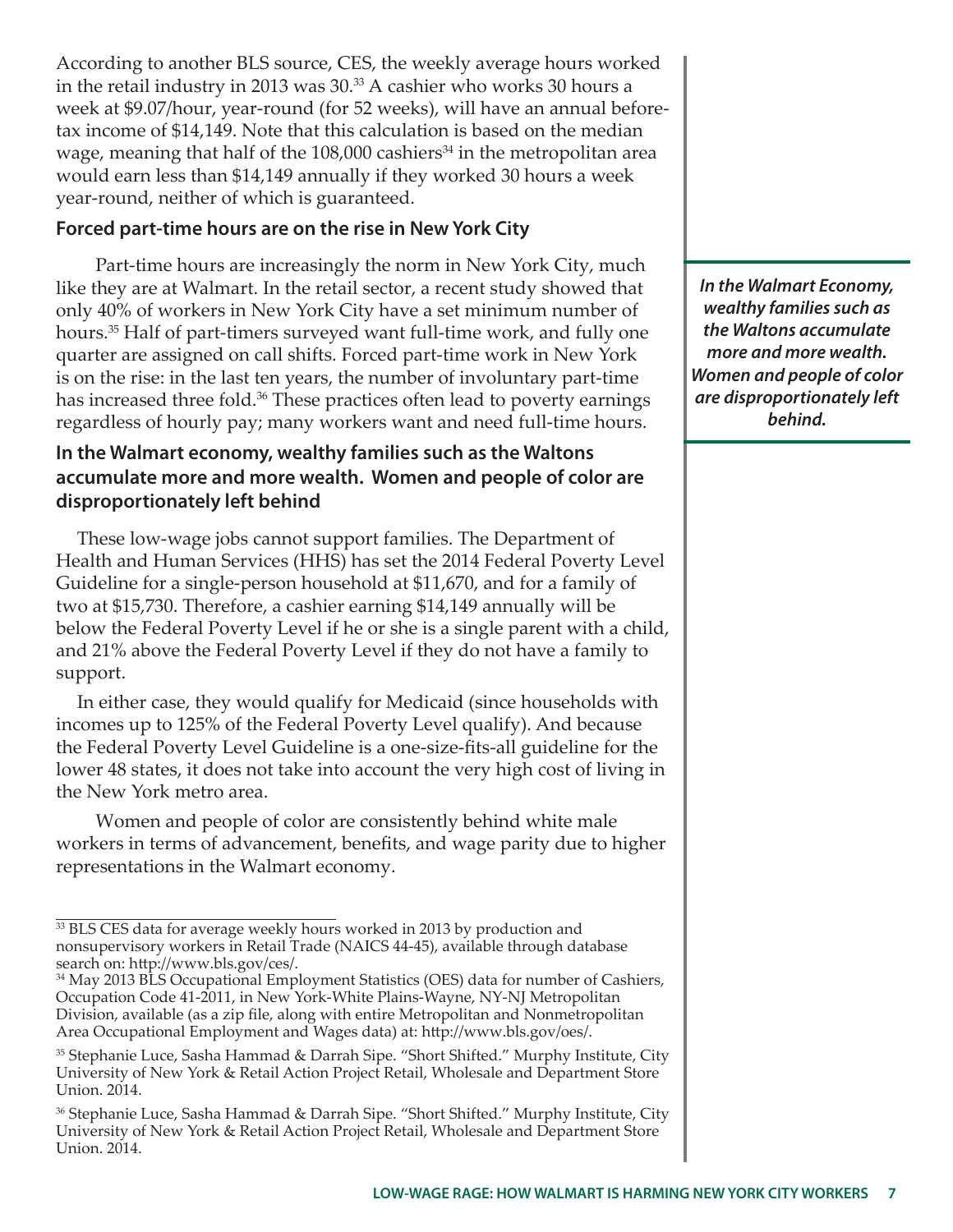According to another BLS source, CES, the weekly average hours worked in the retail industry in 2013 was 30.[33] A cashier who works 30 hours a week at $9.07/hour, year-round (for 52 weeks), will have an annual before-tax income of $14,149. Note that this calculation is based on the median wage, meaning that half of the 108,000 cashiers[34] in the metropolitan area would earn less than $14,149 annually if they worked 30 hours a week year-round, neither of which is guaranteed.

### Forced part-time hours are on the rise in New York City

Part-time hours are increasingly the norm in New York City, much like they are at Walmart. In the retail sector, a recent study showed that only 40% of workers in New York City have a set minimum number of hours.[35] Half of part-timers surveyed want full-time work, and fully one quarter are assigned on call shifts. Forced part-time work in New York is on the rise: in the last ten years, the number of involuntary part-time has increased three fold.[36] These practices often lead to poverty earnings regardless of hourly pay; many workers want and need full-time hours.

### In the Walmart economy, wealthy families such as the Waltons accumulate more and more wealth. Women and people of color are disproportionately left behind

These low-wage jobs cannot support families. The Department of Health and Human Services (HHS) has set the 2014 Federal Poverty Level Guideline for a single-person household at $11,670, and for a family of two at $15,730. Therefore, a cashier earning $14,149 annually will be below the Federal Poverty Level if he or she is a single parent with a child, and 21% above the Federal Poverty Level if they do not have a family to support.

In either case, they would qualify for Medicaid (since households with incomes up to 125% of the Federal Poverty Level qualify). And because the Federal Poverty Level Guideline is a one-size-fits-all guideline for the lower 48 states, it does not take into account the very high cost of living in the New York metro area.

Women and people of color are consistently behind white male workers in terms of advancement, benefits, and wage parity due to higher representations in the Walmart economy.

***In the Walmart Economy, wealthy families such as the Waltons accumulate more and more wealth. Women and people of color are disproportionately left behind.***

---

[33] BLS CES data for average weekly hours worked in 2013 by production and nonsupervisory workers in Retail Trade (NAICS 44-45), available through database search on: http://www.bls.gov/ces/.

[34] May 2013 BLS Occupational Employment Statistics (OES) data for number of Cashiers, Occupation Code 41-2011, in New York-White Plains-Wayne, NY-NJ Metropolitan Division, available (as a zip file, along with entire Metropolitan and Nonmetropolitan Area Occupational Employment and Wages data) at: http://www.bls.gov/oes/.

[35] Stephanie Luce, Sasha Hammad & Darrah Sipe. "Short Shifted." Murphy Institute, City University of New York & Retail Action Project Retail, Wholesale and Department Store Union. 2014.

[36] Stephanie Luce, Sasha Hammad & Darrah Sipe. "Short Shifted." Murphy Institute, City University of New York & Retail Action Project Retail, Wholesale and Department Store Union. 2014.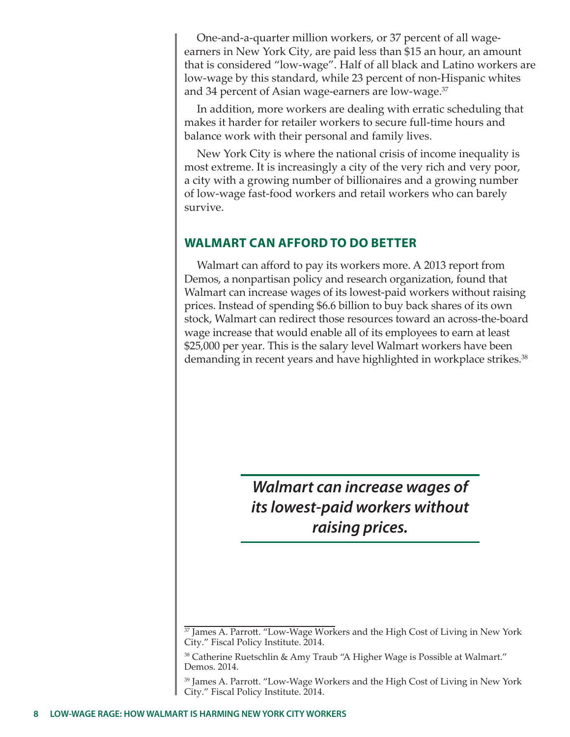One-and-a-quarter million workers, or 37 percent of all wage-earners in New York City, are paid less than $15 an hour, an amount that is considered "low-wage". Half of all black and Latino workers are low-wage by this standard, while 23 percent of non-Hispanic whites and 34 percent of Asian wage-earners are low-wage.[37]

In addition, more workers are dealing with erratic scheduling that makes it harder for retailer workers to secure full-time hours and balance work with their personal and family lives.

New York City is where the national crisis of income inequality is most extreme. It is increasingly a city of the very rich and very poor, a city with a growing number of billionaires and a growing number of low-wage fast-food workers and retail workers who can barely survive.

## WALMART CAN AFFORD TO DO BETTER

Walmart can afford to pay its workers more. A 2013 report from Demos, a nonpartisan policy and research organization, found that Walmart can increase wages of its lowest-paid workers without raising prices. Instead of spending $6.6 billion to buy back shares of its own stock, Walmart can redirect those resources toward an across-the-board wage increase that would enable all of its employees to earn at least $25,000 per year. This is the salary level Walmart workers have been demanding in recent years and have highlighted in workplace strikes.[38]

> ***Walmart can increase wages of its lowest-paid workers without raising prices.***

---

[37] James A. Parrott. "Low-Wage Workers and the High Cost of Living in New York City." Fiscal Policy Institute. 2014.

[38] Catherine Ruetschlin & Amy Traub "A Higher Wage is Possible at Walmart." Demos. 2014.

[39] James A. Parrott. "Low-Wage Workers and the High Cost of Living in New York City." Fiscal Policy Institute. 2014.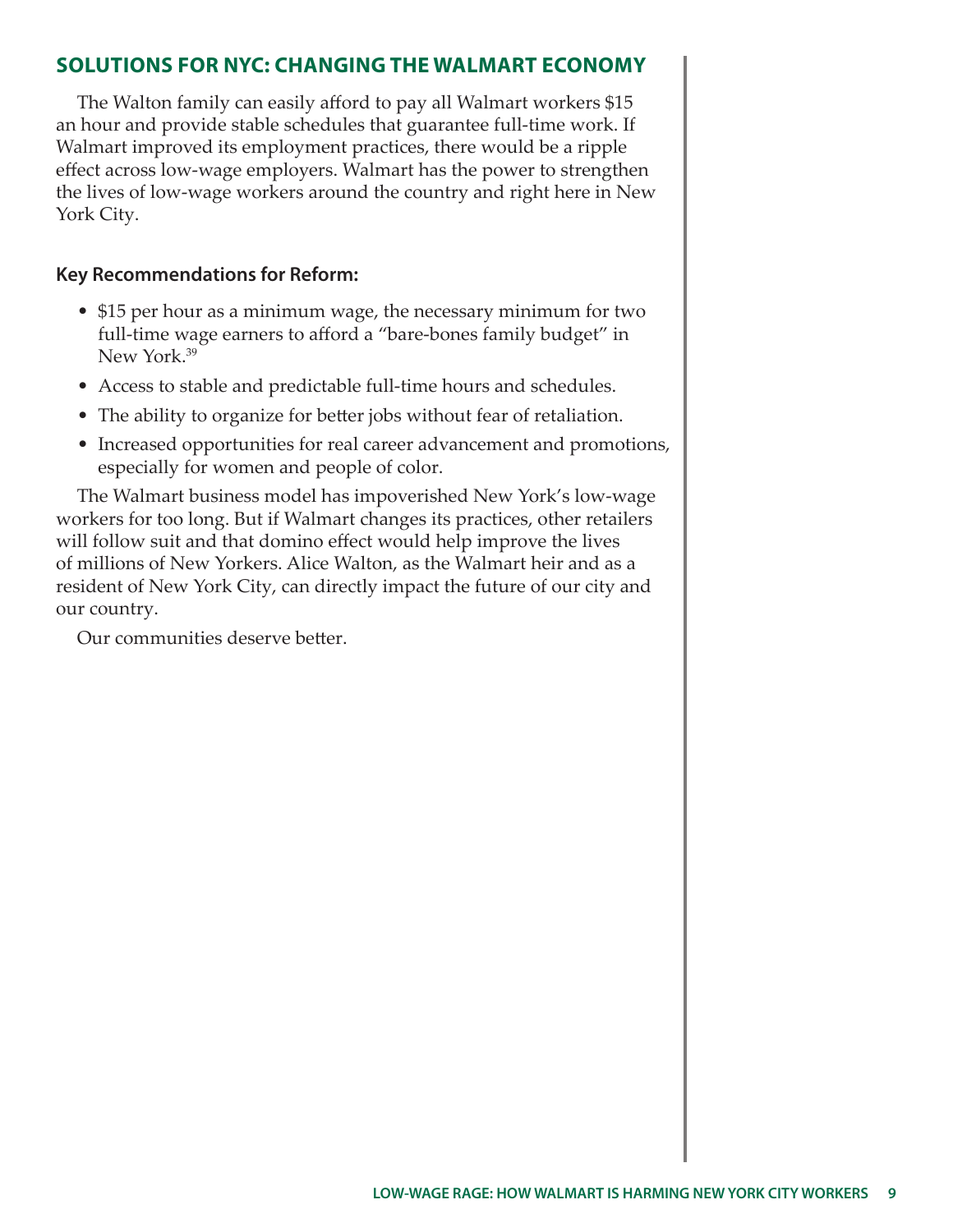## SOLUTIONS FOR NYC: CHANGING THE WALMART ECONOMY

The Walton family can easily afford to pay all Walmart workers $15 an hour and provide stable schedules that guarantee full-time work. If Walmart improved its employment practices, there would be a ripple effect across low-wage employers. Walmart has the power to strengthen the lives of low-wage workers around the country and right here in New York City.

### Key Recommendations for Reform:

- $15 per hour as a minimum wage, the necessary minimum for two full-time wage earners to afford a "bare-bones family budget" in New York.[39]
- Access to stable and predictable full-time hours and schedules.
- The ability to organize for better jobs without fear of retaliation.
- Increased opportunities for real career advancement and promotions, especially for women and people of color.

The Walmart business model has impoverished New York's low-wage workers for too long. But if Walmart changes its practices, other retailers will follow suit and that domino effect would help improve the lives of millions of New Yorkers. Alice Walton, as the Walmart heir and as a resident of New York City, can directly impact the future of our city and our country.

Our communities deserve better.